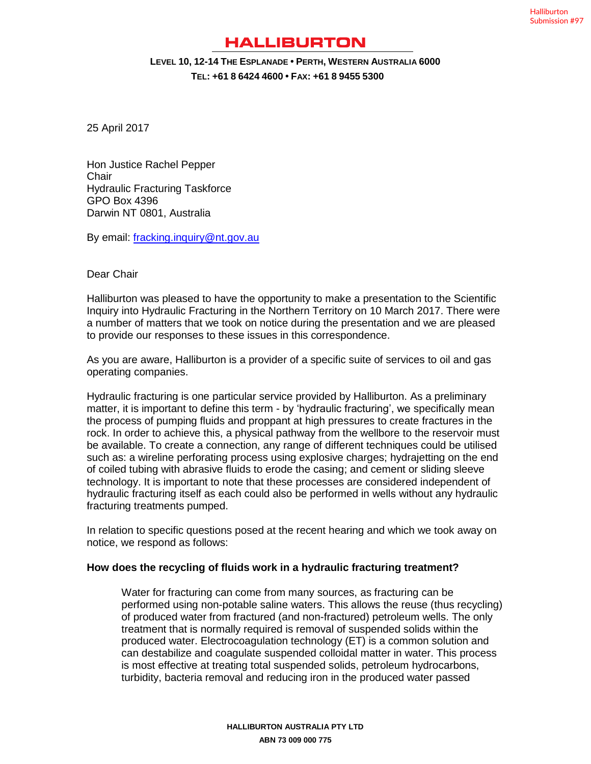Halliburton Submission #97

# HALLIBURTON

**LEVEL 10, 12-14 THE ESPLANADE • PERTH, WESTERN AUSTRALIA 6000**
**TEL: +61 8 6424 4600 • FAX: +61 8 9455 5300**

25 April 2017

Hon Justice Rachel Pepper
Chair
Hydraulic Fracturing Taskforce
GPO Box 4396
Darwin NT 0801, Australia

By email: fracking.inquiry@nt.gov.au

Dear Chair

Halliburton was pleased to have the opportunity to make a presentation to the Scientific Inquiry into Hydraulic Fracturing in the Northern Territory on 10 March 2017. There were a number of matters that we took on notice during the presentation and we are pleased to provide our responses to these issues in this correspondence.

As you are aware, Halliburton is a provider of a specific suite of services to oil and gas operating companies.

Hydraulic fracturing is one particular service provided by Halliburton. As a preliminary matter, it is important to define this term - by 'hydraulic fracturing', we specifically mean the process of pumping fluids and proppant at high pressures to create fractures in the rock. In order to achieve this, a physical pathway from the wellbore to the reservoir must be available. To create a connection, any range of different techniques could be utilised such as: a wireline perforating process using explosive charges; hydrajetting on the end of coiled tubing with abrasive fluids to erode the casing; and cement or sliding sleeve technology. It is important to note that these processes are considered independent of hydraulic fracturing itself as each could also be performed in wells without any hydraulic fracturing treatments pumped.

In relation to specific questions posed at the recent hearing and which we took away on notice, we respond as follows:

**How does the recycling of fluids work in a hydraulic fracturing treatment?**

> Water for fracturing can come from many sources, as fracturing can be performed using non-potable saline waters. This allows the reuse (thus recycling) of produced water from fractured (and non-fractured) petroleum wells. The only treatment that is normally required is removal of suspended solids within the produced water. Electrocoagulation technology (ET) is a common solution and can destabilize and coagulate suspended colloidal matter in water. This process is most effective at treating total suspended solids, petroleum hydrocarbons, turbidity, bacteria removal and reducing iron in the produced water passed

HALLIBURTON AUSTRALIA PTY LTD
ABN 73 009 000 775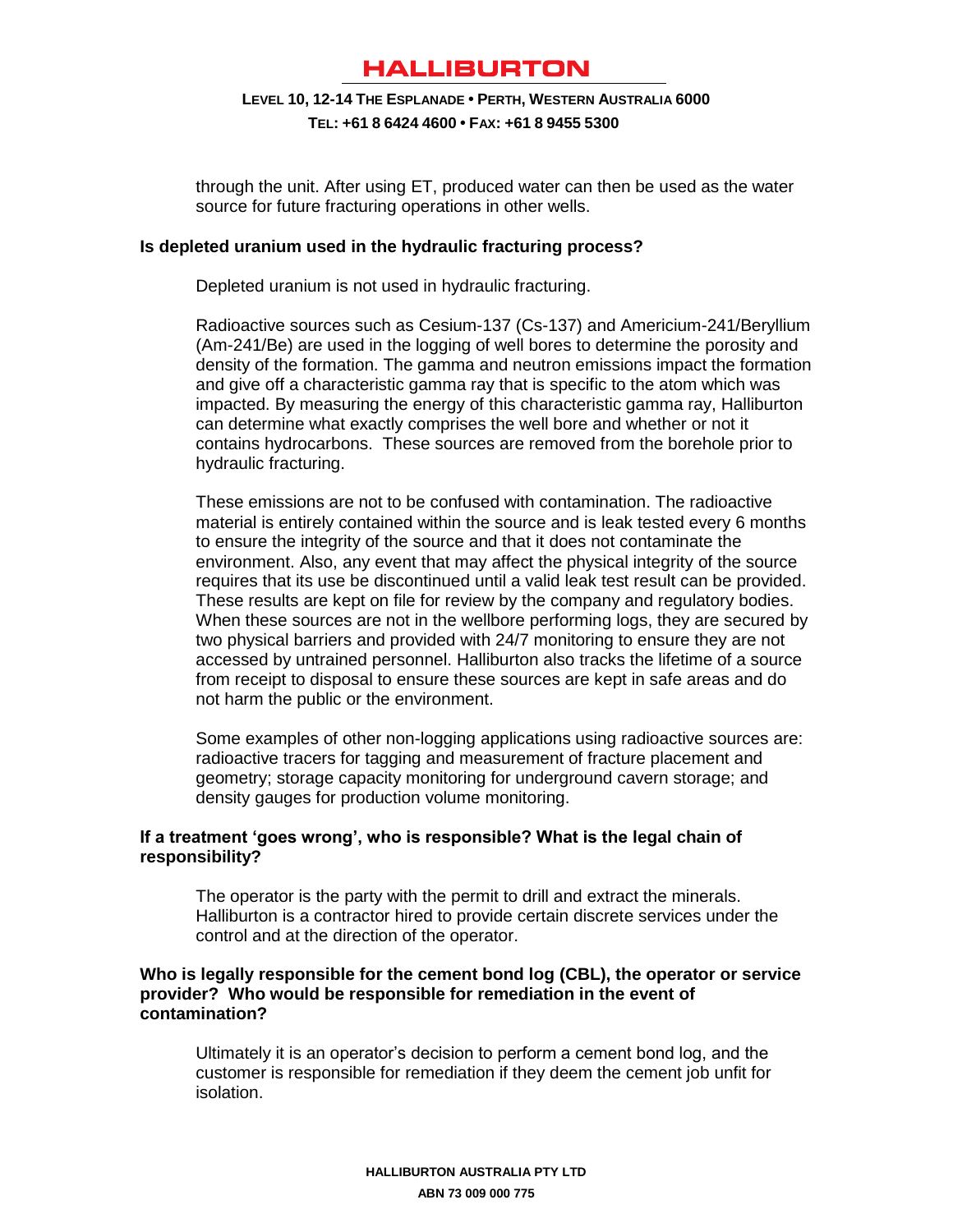through the unit. After using ET, produced water can then be used as the water source for future fracturing operations in other wells.

**Is depleted uranium used in the hydraulic fracturing process?**

Depleted uranium is not used in hydraulic fracturing.

Radioactive sources such as Cesium-137 (Cs-137) and Americium-241/Beryllium (Am-241/Be) are used in the logging of well bores to determine the porosity and density of the formation. The gamma and neutron emissions impact the formation and give off a characteristic gamma ray that is specific to the atom which was impacted. By measuring the energy of this characteristic gamma ray, Halliburton can determine what exactly comprises the well bore and whether or not it contains hydrocarbons. These sources are removed from the borehole prior to hydraulic fracturing.

These emissions are not to be confused with contamination. The radioactive material is entirely contained within the source and is leak tested every 6 months to ensure the integrity of the source and that it does not contaminate the environment. Also, any event that may affect the physical integrity of the source requires that its use be discontinued until a valid leak test result can be provided. These results are kept on file for review by the company and regulatory bodies. When these sources are not in the wellbore performing logs, they are secured by two physical barriers and provided with 24/7 monitoring to ensure they are not accessed by untrained personnel. Halliburton also tracks the lifetime of a source from receipt to disposal to ensure these sources are kept in safe areas and do not harm the public or the environment.

Some examples of other non-logging applications using radioactive sources are: radioactive tracers for tagging and measurement of fracture placement and geometry; storage capacity monitoring for underground cavern storage; and density gauges for production volume monitoring.

**If a treatment 'goes wrong', who is responsible? What is the legal chain of responsibility?**

The operator is the party with the permit to drill and extract the minerals. Halliburton is a contractor hired to provide certain discrete services under the control and at the direction of the operator.

**Who is legally responsible for the cement bond log (CBL), the operator or service provider? Who would be responsible for remediation in the event of contamination?**

Ultimately it is an operator's decision to perform a cement bond log, and the customer is responsible for remediation if they deem the cement job unfit for isolation.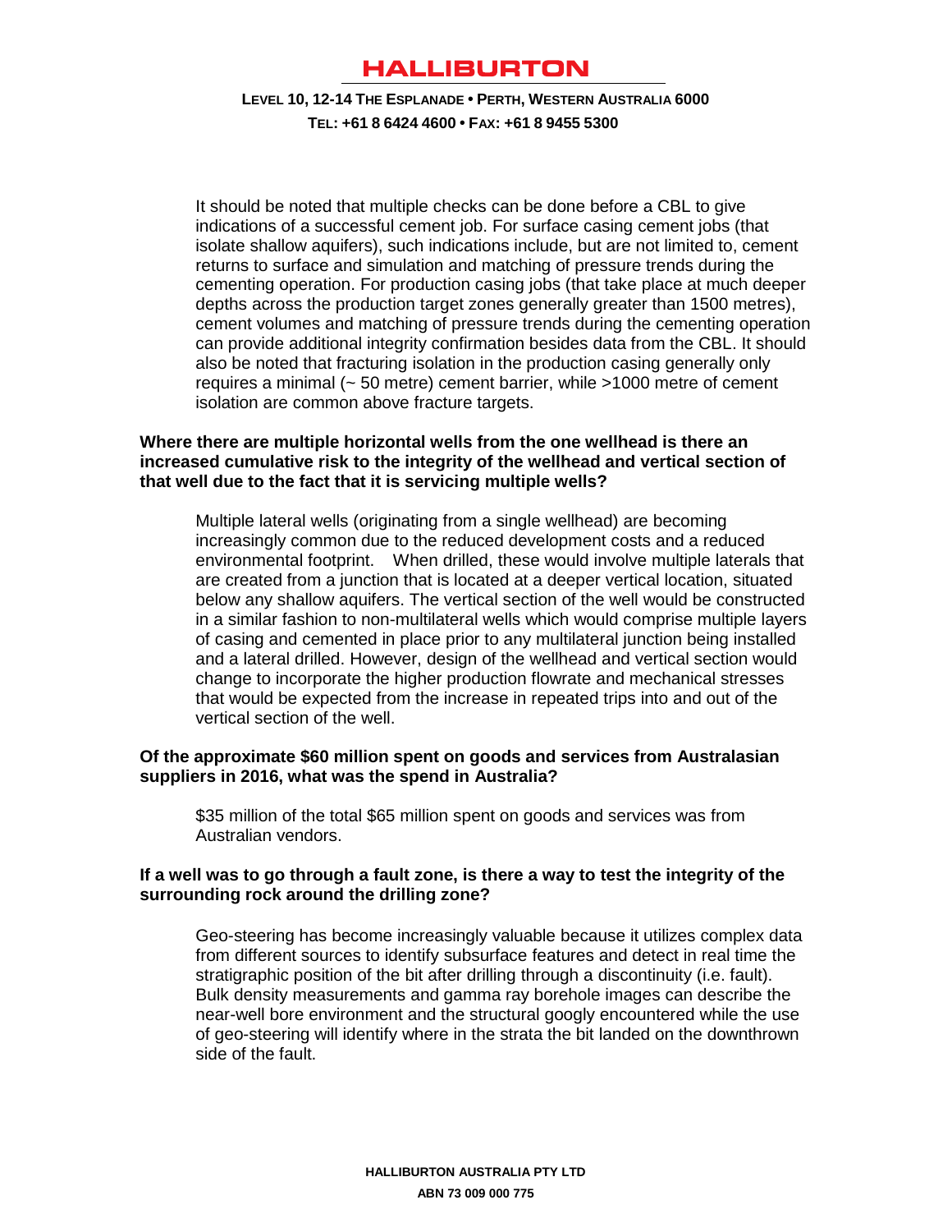It should be noted that multiple checks can be done before a CBL to give indications of a successful cement job. For surface casing cement jobs (that isolate shallow aquifers), such indications include, but are not limited to, cement returns to surface and simulation and matching of pressure trends during the cementing operation. For production casing jobs (that take place at much deeper depths across the production target zones generally greater than 1500 metres), cement volumes and matching of pressure trends during the cementing operation can provide additional integrity confirmation besides data from the CBL. It should also be noted that fracturing isolation in the production casing generally only requires a minimal (~ 50 metre) cement barrier, while >1000 metre of cement isolation are common above fracture targets.

**Where there are multiple horizontal wells from the one wellhead is there an increased cumulative risk to the integrity of the wellhead and vertical section of that well due to the fact that it is servicing multiple wells?**

Multiple lateral wells (originating from a single wellhead) are becoming increasingly common due to the reduced development costs and a reduced environmental footprint. When drilled, these would involve multiple laterals that are created from a junction that is located at a deeper vertical location, situated below any shallow aquifers. The vertical section of the well would be constructed in a similar fashion to non-multilateral wells which would comprise multiple layers of casing and cemented in place prior to any multilateral junction being installed and a lateral drilled. However, design of the wellhead and vertical section would change to incorporate the higher production flowrate and mechanical stresses that would be expected from the increase in repeated trips into and out of the vertical section of the well.

**Of the approximate $60 million spent on goods and services from Australasian suppliers in 2016, what was the spend in Australia?**

$35 million of the total $65 million spent on goods and services was from Australian vendors.

**If a well was to go through a fault zone, is there a way to test the integrity of the surrounding rock around the drilling zone?**

Geo-steering has become increasingly valuable because it utilizes complex data from different sources to identify subsurface features and detect in real time the stratigraphic position of the bit after drilling through a discontinuity (i.e. fault). Bulk density measurements and gamma ray borehole images can describe the near-well bore environment and the structural googly encountered while the use of geo-steering will identify where in the strata the bit landed on the downthrown side of the fault.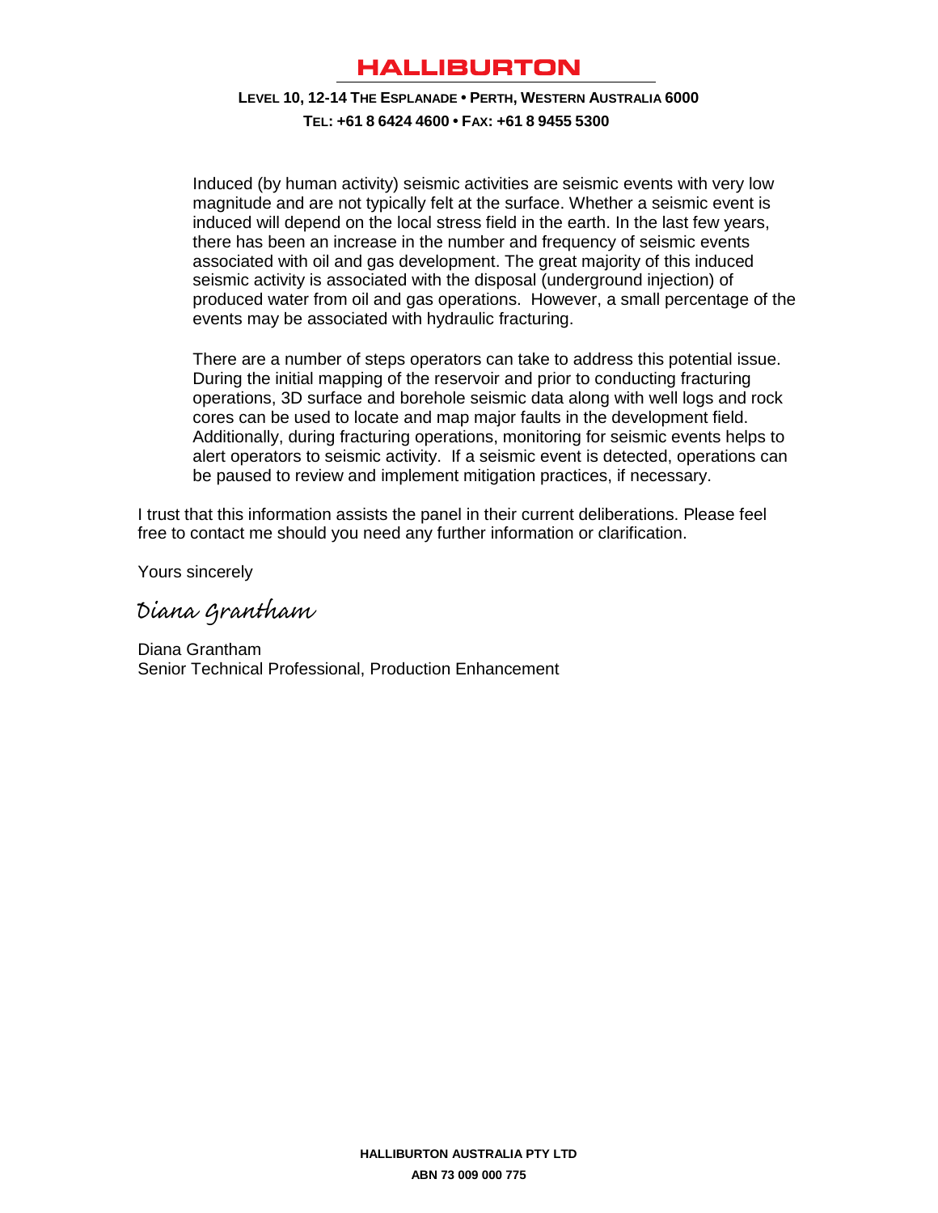Induced (by human activity) seismic activities are seismic events with very low magnitude and are not typically felt at the surface. Whether a seismic event is induced will depend on the local stress field in the earth. In the last few years, there has been an increase in the number and frequency of seismic events associated with oil and gas development. The great majority of this induced seismic activity is associated with the disposal (underground injection) of produced water from oil and gas operations. However, a small percentage of the events may be associated with hydraulic fracturing.

There are a number of steps operators can take to address this potential issue. During the initial mapping of the reservoir and prior to conducting fracturing operations, 3D surface and borehole seismic data along with well logs and rock cores can be used to locate and map major faults in the development field. Additionally, during fracturing operations, monitoring for seismic events helps to alert operators to seismic activity. If a seismic event is detected, operations can be paused to review and implement mitigation practices, if necessary.

I trust that this information assists the panel in their current deliberations. Please feel free to contact me should you need any further information or clarification.

Yours sincerely

*Diana Grantham*

Diana Grantham
Senior Technical Professional, Production Enhancement